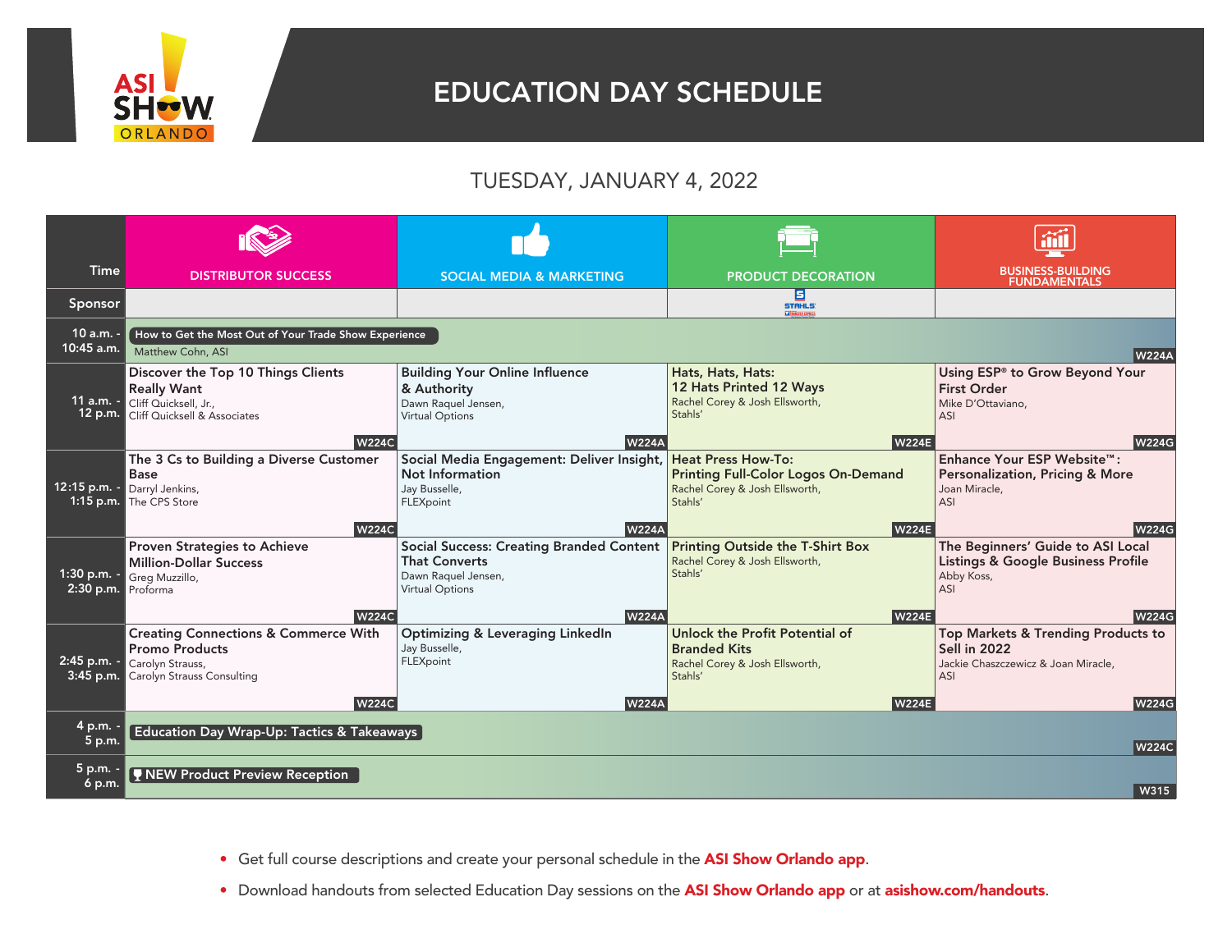ASI SHOW ORLANDO

# EDUCATION DAY SCHEDULE

## TUESDAY, JANUARY 4, 2022

| Time | DISTRIBUTOR SUCCESS | SOCIAL MEDIA & MARKETING | PRODUCT DECORATION | BUSINESS-BUILDING FUNDAMENTALS |
|---|---|---|---|---|
| Sponsor | | | STAHLS' | |
| 10 a.m. - 10:45 a.m. | **How to Get the Most Out of Your Trade Show Experience** Matthew Cohn, ASI — W224A | | | |
| 11 a.m. - 12 p.m. | **Discover the Top 10 Things Clients Really Want** Cliff Quicksell, Jr., Cliff Quicksell & Associates — W224C | **Building Your Online Influence & Authority** Dawn Raquel Jensen, Virtual Options — W224A | **Hats, Hats, Hats: 12 Hats Printed 12 Ways** Rachel Corey & Josh Ellsworth, Stahls' — W224E | **Using ESP® to Grow Beyond Your First Order** Mike D'Ottaviano, ASI — W224G |
| 12:15 p.m. - 1:15 p.m. | **The 3 Cs to Building a Diverse Customer Base** Darryl Jenkins, The CPS Store — W224C | **Social Media Engagement: Deliver Insight, Not Information** Jay Busselle, FLEXpoint — W224A | **Heat Press How-To: Printing Full-Color Logos On-Demand** Rachel Corey & Josh Ellsworth, Stahls' — W224E | **Enhance Your ESP Website™: Personalization, Pricing & More** Joan Miracle, ASI — W224G |
| 1:30 p.m. - 2:30 p.m. | **Proven Strategies to Achieve Million-Dollar Success** Greg Muzzillo, Proforma — W224C | **Social Success: Creating Branded Content That Converts** Dawn Raquel Jensen, Virtual Options — W224A | **Printing Outside the T-Shirt Box** Rachel Corey & Josh Ellsworth, Stahls' — W224E | **The Beginners' Guide to ASI Local Listings & Google Business Profile** Abby Koss, ASI — W224G |
| 2:45 p.m. - 3:45 p.m. | **Creating Connections & Commerce With Promo Products** Carolyn Strauss, Carolyn Strauss Consulting — W224C | **Optimizing & Leveraging LinkedIn** Jay Busselle, FLEXpoint — W224A | **Unlock the Profit Potential of Branded Kits** Rachel Corey & Josh Ellsworth, Stahls' — W224E | **Top Markets & Trending Products to Sell in 2022** Jackie Chaszczewicz & Joan Miracle, ASI — W224G |
| 4 p.m. - 5 p.m. | **Education Day Wrap-Up: Tactics & Takeaways** — W224C | | | |
| 5 p.m. - 6 p.m. | **NEW Product Preview Reception** — W315 | | | |

- Get full course descriptions and create your personal schedule in the **ASI Show Orlando app**.
- Download handouts from selected Education Day sessions on the **ASI Show Orlando app** or at **asishow.com/handouts**.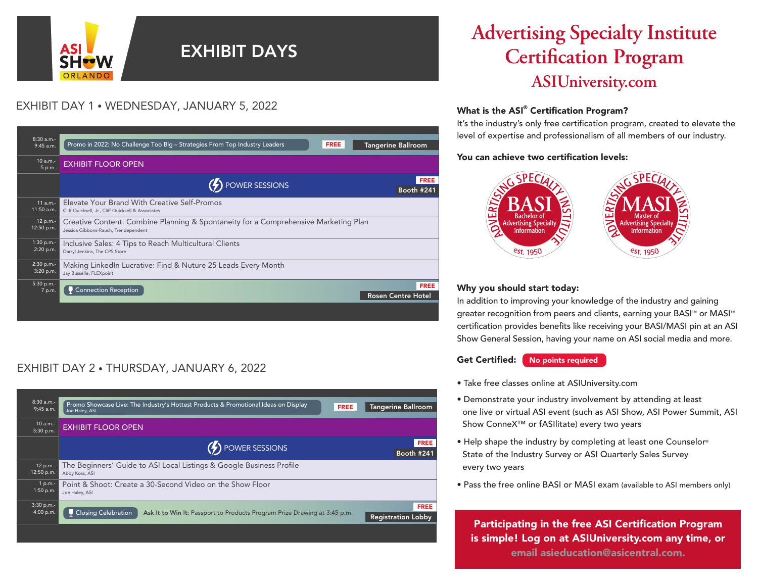# ASI SHOW ORLANDO — EXHIBIT DAYS

## EXHIBIT DAY 1 • WEDNESDAY, JANUARY 5, 2022

| Time | Event | | Location |
|---|---|---|---|
| 8:30 a.m.-9:45 a.m. | Promo in 2022: No Challenge Too Big – Strategies From Top Industry Leaders | FREE | Tangerine Ballroom |
| 10 a.m.-5 p.m. | EXHIBIT FLOOR OPEN | | |
| | POWER SESSIONS | FREE | Booth #241 |
| 11 a.m.-11:50 a.m. | Elevate Your Brand With Creative Self-Promos<br>Cliff Quicksell, Jr., Cliff Quicksell & Associates | | |
| 12 p.m.-12:50 p.m. | Creative Content: Combine Planning & Spontaneity for a Comprehensive Marketing Plan<br>Jessica Gibbons-Rauch, Trendependent | | |
| 1:30 p.m.-2:20 p.m. | Inclusive Sales: 4 Tips to Reach Multicultural Clients<br>Darryl Jenkins, The CPS Store | | |
| 2:30 p.m.-3:20 p.m. | Making LinkedIn Lucrative: Find & Nuture 25 Leads Every Month<br>Jay Busselle, FLEXpoint | | |
| 5:30 p.m.-7 p.m. | Connection Reception | FREE | Rosen Centre Hotel |

## EXHIBIT DAY 2 • THURSDAY, JANUARY 6, 2022

| Time | Event | | Location |
|---|---|---|---|
| 8:30 a.m.-9:45 a.m. | Promo Showcase Live: The Industry's Hottest Products & Promotional Ideas on Display<br>Joe Haley, ASI | FREE | Tangerine Ballroom |
| 10 a.m.-3:30 p.m. | EXHIBIT FLOOR OPEN | | |
| | POWER SESSIONS | FREE | Booth #241 |
| 12 p.m.-12:50 p.m. | The Beginners' Guide to ASI Local Listings & Google Business Profile<br>Abby Koss, ASI | | |
| 1 p.m.-1:50 p.m. | Point & Shoot: Create a 30-Second Video on the Show Floor<br>Joe Haley, ASI | | |
| 3:30 p.m.-4:00 p.m. | Closing Celebration — **Ask It to Win It:** Passport to Products Program Prize Drawing at 3:45 p.m. | FREE | Registration Lobby |

# Advertising Specialty Institute Certification Program

## ASIUniversity.com

**What is the ASI® Certification Program?**

It's the industry's only free certification program, created to elevate the level of expertise and professionalism of all members of our industry.

**You can achieve two certification levels:**

BASI — Bachelor of Advertising Specialty Information — Advertising Specialty Institute est. 1950

MASI — Master of Advertising Specialty Information — Advertising Specialty Institute est. 1950

**Why you should start today:**

In addition to improving your knowledge of the industry and gaining greater recognition from peers and clients, earning your BASI™ or MASI™ certification provides benefits like receiving your BASI/MASI pin at an ASI Show General Session, having your name on ASI social media and more.

**Get Certified:** No points required

- Take free classes online at ASIUniversity.com
- Demonstrate your industry involvement by attending at least one live or virtual ASI event (such as ASI Show, ASI Power Summit, ASI Show ConneX™ or fASIlitate) every two years
- Help shape the industry by completing at least one Counselor® State of the Industry Survey or ASI Quarterly Sales Survey every two years
- Pass the free online BASI or MASI exam (available to ASI members only)

**Participating in the free ASI Certification Program is simple! Log on at ASIUniversity.com any time, or email asieducation@asicentral.com.**